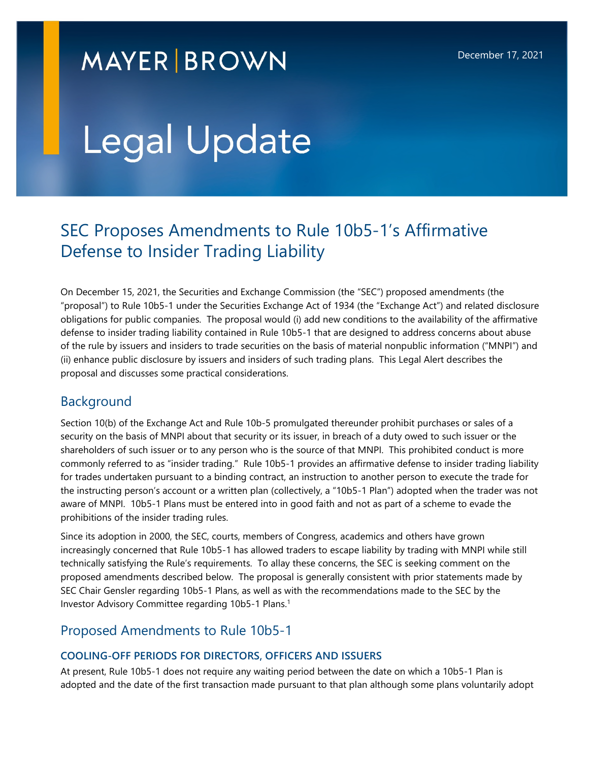MAYER | BROWN

December 17, 2021

# Legal Update

## SEC Proposes Amendments to Rule 10b5-1's Affirmative Defense to Insider Trading Liability

On December 15, 2021, the Securities and Exchange Commission (the "SEC") proposed amendments (the "proposal") to Rule 10b5-1 under the Securities Exchange Act of 1934 (the "Exchange Act") and related disclosure obligations for public companies. The proposal would (i) add new conditions to the availability of the affirmative defense to insider trading liability contained in Rule 10b5-1 that are designed to address concerns about abuse of the rule by issuers and insiders to trade securities on the basis of material nonpublic information ("MNPI") and (ii) enhance public disclosure by issuers and insiders of such trading plans. This Legal Alert describes the proposal and discusses some practical considerations.

## Background

Section 10(b) of the Exchange Act and Rule 10b-5 promulgated thereunder prohibit purchases or sales of a security on the basis of MNPI about that security or its issuer, in breach of a duty owed to such issuer or the shareholders of such issuer or to any person who is the source of that MNPI. This prohibited conduct is more commonly referred to as "insider trading." Rule 10b5-1 provides an affirmative defense to insider trading liability for trades undertaken pursuant to a binding contract, an instruction to another person to execute the trade for the instructing person's account or a written plan (collectively, a "10b5-1 Plan") adopted when the trader was not aware of MNPI. 10b5-1 Plans must be entered into in good faith and not as part of a scheme to evade the prohibitions of the insider trading rules.

Since its adoption in 2000, the SEC, courts, members of Congress, academics and others have grown increasingly concerned that Rule 10b5-1 has allowed traders to escape liability by trading with MNPI while still technically satisfying the Rule's requirements. To allay these concerns, the SEC is seeking comment on the proposed amendments described below. The proposal is generally consistent with prior statements made by SEC Chair Gensler regarding 10b5-1 Plans, as well as with the recommendations made to the SEC by the Investor Advisory Committee regarding 10b5-1 Plans.[1]

## Proposed Amendments to Rule 10b5-1

### COOLING-OFF PERIODS FOR DIRECTORS, OFFICERS AND ISSUERS

At present, Rule 10b5-1 does not require any waiting period between the date on which a 10b5-1 Plan is adopted and the date of the first transaction made pursuant to that plan although some plans voluntarily adopt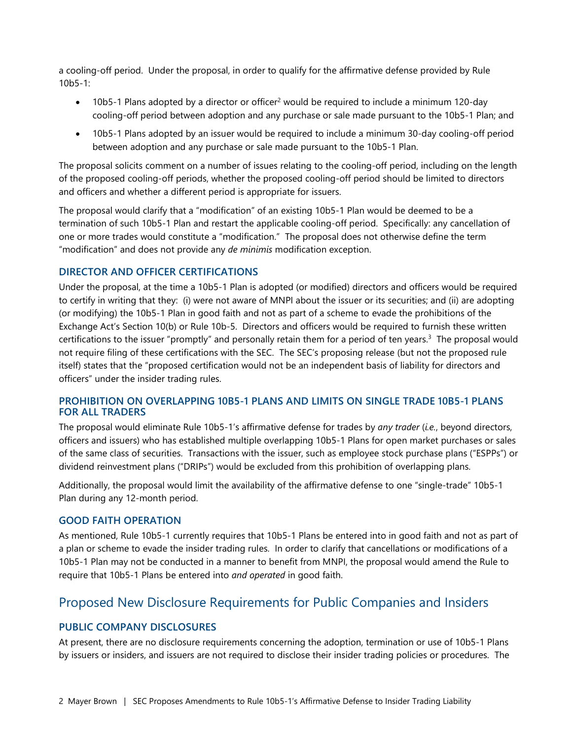a cooling-off period. Under the proposal, in order to qualify for the affirmative defense provided by Rule 10b5-1:

- 10b5-1 Plans adopted by a director or officer[2] would be required to include a minimum 120-day cooling-off period between adoption and any purchase or sale made pursuant to the 10b5-1 Plan; and
- 10b5-1 Plans adopted by an issuer would be required to include a minimum 30-day cooling-off period between adoption and any purchase or sale made pursuant to the 10b5-1 Plan.

The proposal solicits comment on a number of issues relating to the cooling-off period, including on the length of the proposed cooling-off periods, whether the proposed cooling-off period should be limited to directors and officers and whether a different period is appropriate for issuers.

The proposal would clarify that a "modification" of an existing 10b5-1 Plan would be deemed to be a termination of such 10b5-1 Plan and restart the applicable cooling-off period. Specifically: any cancellation of one or more trades would constitute a "modification." The proposal does not otherwise define the term "modification" and does not provide any *de minimis* modification exception.

### DIRECTOR AND OFFICER CERTIFICATIONS

Under the proposal, at the time a 10b5-1 Plan is adopted (or modified) directors and officers would be required to certify in writing that they: (i) were not aware of MNPI about the issuer or its securities; and (ii) are adopting (or modifying) the 10b5-1 Plan in good faith and not as part of a scheme to evade the prohibitions of the Exchange Act's Section 10(b) or Rule 10b-5. Directors and officers would be required to furnish these written certifications to the issuer "promptly" and personally retain them for a period of ten years.[3] The proposal would not require filing of these certifications with the SEC. The SEC's proposing release (but not the proposed rule itself) states that the "proposed certification would not be an independent basis of liability for directors and officers" under the insider trading rules.

### PROHIBITION ON OVERLAPPING 10B5-1 PLANS AND LIMITS ON SINGLE TRADE 10B5-1 PLANS FOR ALL TRADERS

The proposal would eliminate Rule 10b5-1's affirmative defense for trades by *any trader* (*i.e.*, beyond directors, officers and issuers) who has established multiple overlapping 10b5-1 Plans for open market purchases or sales of the same class of securities. Transactions with the issuer, such as employee stock purchase plans ("ESPPs") or dividend reinvestment plans ("DRIPs") would be excluded from this prohibition of overlapping plans.

Additionally, the proposal would limit the availability of the affirmative defense to one "single-trade" 10b5-1 Plan during any 12-month period.

### GOOD FAITH OPERATION

As mentioned, Rule 10b5-1 currently requires that 10b5-1 Plans be entered into in good faith and not as part of a plan or scheme to evade the insider trading rules. In order to clarify that cancellations or modifications of a 10b5-1 Plan may not be conducted in a manner to benefit from MNPI, the proposal would amend the Rule to require that 10b5-1 Plans be entered into *and operated* in good faith.

## Proposed New Disclosure Requirements for Public Companies and Insiders

### PUBLIC COMPANY DISCLOSURES

At present, there are no disclosure requirements concerning the adoption, termination or use of 10b5-1 Plans by issuers or insiders, and issuers are not required to disclose their insider trading policies or procedures. The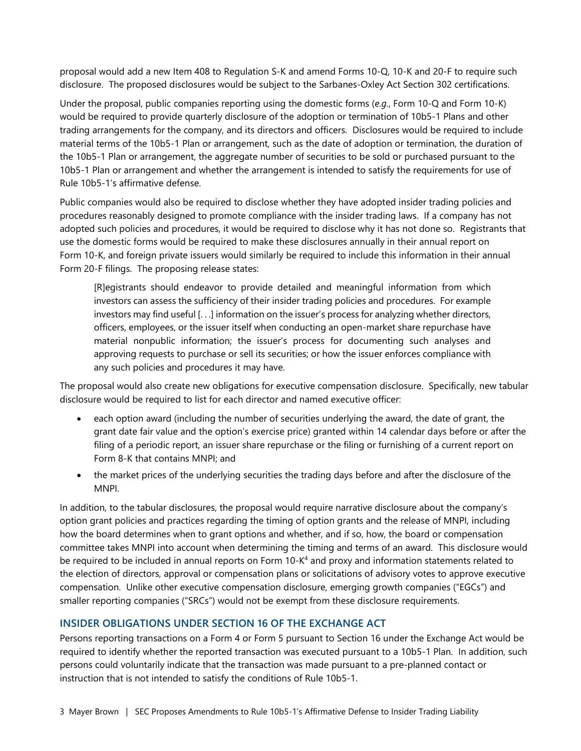proposal would add a new Item 408 to Regulation S-K and amend Forms 10-Q, 10-K and 20-F to require such disclosure. The proposed disclosures would be subject to the Sarbanes-Oxley Act Section 302 certifications.

Under the proposal, public companies reporting using the domestic forms (*e.g.*, Form 10-Q and Form 10-K) would be required to provide quarterly disclosure of the adoption or termination of 10b5-1 Plans and other trading arrangements for the company, and its directors and officers. Disclosures would be required to include material terms of the 10b5-1 Plan or arrangement, such as the date of adoption or termination, the duration of the 10b5-1 Plan or arrangement, the aggregate number of securities to be sold or purchased pursuant to the 10b5-1 Plan or arrangement and whether the arrangement is intended to satisfy the requirements for use of Rule 10b5-1's affirmative defense.

Public companies would also be required to disclose whether they have adopted insider trading policies and procedures reasonably designed to promote compliance with the insider trading laws. If a company has not adopted such policies and procedures, it would be required to disclose why it has not done so. Registrants that use the domestic forms would be required to make these disclosures annually in their annual report on Form 10-K, and foreign private issuers would similarly be required to include this information in their annual Form 20-F filings. The proposing release states:

> [R]egistrants should endeavor to provide detailed and meaningful information from which investors can assess the sufficiency of their insider trading policies and procedures. For example investors may find useful [. . .] information on the issuer's process for analyzing whether directors, officers, employees, or the issuer itself when conducting an open-market share repurchase have material nonpublic information; the issuer's process for documenting such analyses and approving requests to purchase or sell its securities; or how the issuer enforces compliance with any such policies and procedures it may have.

The proposal would also create new obligations for executive compensation disclosure. Specifically, new tabular disclosure would be required to list for each director and named executive officer:

- each option award (including the number of securities underlying the award, the date of grant, the grant date fair value and the option's exercise price) granted within 14 calendar days before or after the filing of a periodic report, an issuer share repurchase or the filing or furnishing of a current report on Form 8-K that contains MNPI; and
- the market prices of the underlying securities the trading days before and after the disclosure of the MNPI.

In addition, to the tabular disclosures, the proposal would require narrative disclosure about the company's option grant policies and practices regarding the timing of option grants and the release of MNPI, including how the board determines when to grant options and whether, and if so, how, the board or compensation committee takes MNPI into account when determining the timing and terms of an award. This disclosure would be required to be included in annual reports on Form 10-K[4] and proxy and information statements related to the election of directors, approval or compensation plans or solicitations of advisory votes to approve executive compensation. Unlike other executive compensation disclosure, emerging growth companies ("EGCs") and smaller reporting companies ("SRCs") would not be exempt from these disclosure requirements.

## INSIDER OBLIGATIONS UNDER SECTION 16 OF THE EXCHANGE ACT

Persons reporting transactions on a Form 4 or Form 5 pursuant to Section 16 under the Exchange Act would be required to identify whether the reported transaction was executed pursuant to a 10b5-1 Plan. In addition, such persons could voluntarily indicate that the transaction was made pursuant to a pre-planned contact or instruction that is not intended to satisfy the conditions of Rule 10b5-1.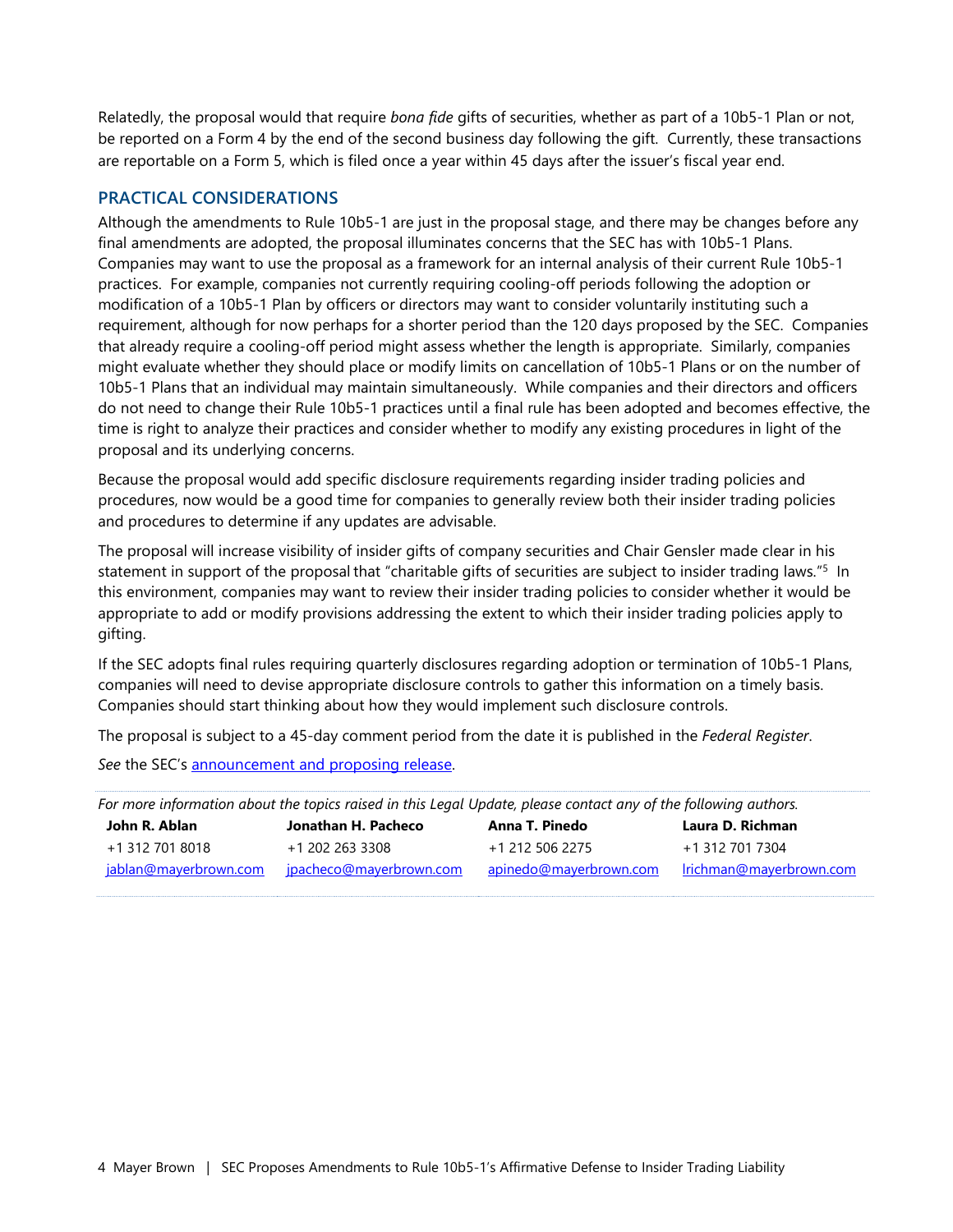Relatedly, the proposal would that require *bona fide* gifts of securities, whether as part of a 10b5-1 Plan or not, be reported on a Form 4 by the end of the second business day following the gift. Currently, these transactions are reportable on a Form 5, which is filed once a year within 45 days after the issuer's fiscal year end.

## PRACTICAL CONSIDERATIONS

Although the amendments to Rule 10b5-1 are just in the proposal stage, and there may be changes before any final amendments are adopted, the proposal illuminates concerns that the SEC has with 10b5-1 Plans. Companies may want to use the proposal as a framework for an internal analysis of their current Rule 10b5-1 practices. For example, companies not currently requiring cooling-off periods following the adoption or modification of a 10b5-1 Plan by officers or directors may want to consider voluntarily instituting such a requirement, although for now perhaps for a shorter period than the 120 days proposed by the SEC. Companies that already require a cooling-off period might assess whether the length is appropriate. Similarly, companies might evaluate whether they should place or modify limits on cancellation of 10b5-1 Plans or on the number of 10b5-1 Plans that an individual may maintain simultaneously. While companies and their directors and officers do not need to change their Rule 10b5-1 practices until a final rule has been adopted and becomes effective, the time is right to analyze their practices and consider whether to modify any existing procedures in light of the proposal and its underlying concerns.

Because the proposal would add specific disclosure requirements regarding insider trading policies and procedures, now would be a good time for companies to generally review both their insider trading policies and procedures to determine if any updates are advisable.

The proposal will increase visibility of insider gifts of company securities and Chair Gensler made clear in his statement in support of the proposal that "charitable gifts of securities are subject to insider trading laws."[5] In this environment, companies may want to review their insider trading policies to consider whether it would be appropriate to add or modify provisions addressing the extent to which their insider trading policies apply to gifting.

If the SEC adopts final rules requiring quarterly disclosures regarding adoption or termination of 10b5-1 Plans, companies will need to devise appropriate disclosure controls to gather this information on a timely basis. Companies should start thinking about how they would implement such disclosure controls.

The proposal is subject to a 45-day comment period from the date it is published in the *Federal Register*.

*See* the SEC's announcement and proposing release.

*For more information about the topics raised in this Legal Update, please contact any of the following authors.*

| **John R. Ablan** | **Jonathan H. Pacheco** | **Anna T. Pinedo** | **Laura D. Richman** |
|---|---|---|---|
| +1 312 701 8018 | +1 202 263 3308 | +1 212 506 2275 | +1 312 701 7304 |
| jablan@mayerbrown.com | jpacheco@mayerbrown.com | apinedo@mayerbrown.com | lrichman@mayerbrown.com |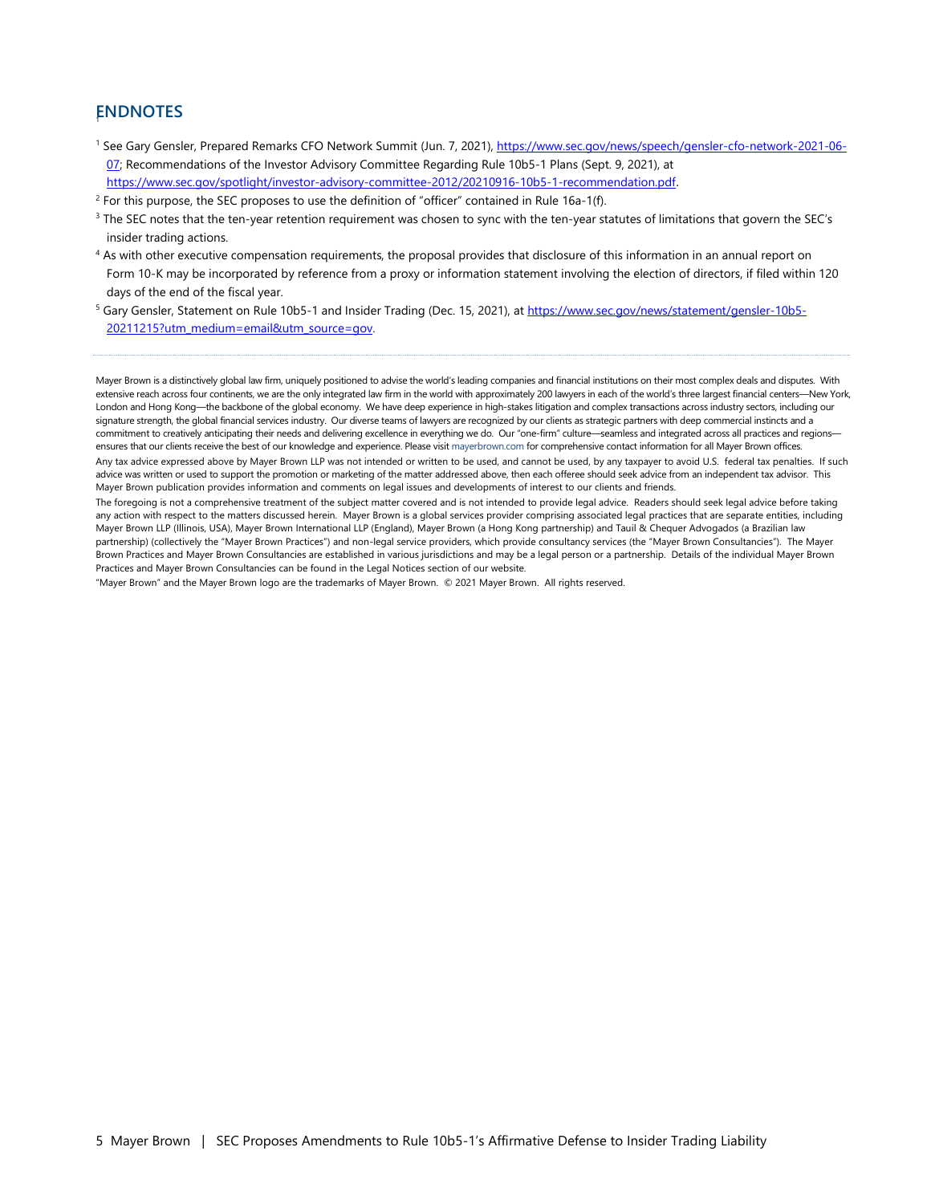## ENDNOTES

[1] See Gary Gensler, Prepared Remarks CFO Network Summit (Jun. 7, 2021), https://www.sec.gov/news/speech/gensler-cfo-network-2021-06-07; Recommendations of the Investor Advisory Committee Regarding Rule 10b5-1 Plans (Sept. 9, 2021), at https://www.sec.gov/spotlight/investor-advisory-committee-2012/20210916-10b5-1-recommendation.pdf.

[2] For this purpose, the SEC proposes to use the definition of "officer" contained in Rule 16a-1(f).

[3] The SEC notes that the ten-year retention requirement was chosen to sync with the ten-year statutes of limitations that govern the SEC's insider trading actions.

[4] As with other executive compensation requirements, the proposal provides that disclosure of this information in an annual report on Form 10-K may be incorporated by reference from a proxy or information statement involving the election of directors, if filed within 120 days of the end of the fiscal year.

[5] Gary Gensler, Statement on Rule 10b5-1 and Insider Trading (Dec. 15, 2021), at https://www.sec.gov/news/statement/gensler-10b5-20211215?utm_medium=email&utm_source=gov.

---

Mayer Brown is a distinctively global law firm, uniquely positioned to advise the world's leading companies and financial institutions on their most complex deals and disputes. With extensive reach across four continents, we are the only integrated law firm in the world with approximately 200 lawyers in each of the world's three largest financial centers—New York, London and Hong Kong—the backbone of the global economy. We have deep experience in high-stakes litigation and complex transactions across industry sectors, including our signature strength, the global financial services industry. Our diverse teams of lawyers are recognized by our clients as strategic partners with deep commercial instincts and a commitment to creatively anticipating their needs and delivering excellence in everything we do. Our "one-firm" culture—seamless and integrated across all practices and regions—ensures that our clients receive the best of our knowledge and experience. Please visit mayerbrown.com for comprehensive contact information for all Mayer Brown offices.

Any tax advice expressed above by Mayer Brown LLP was not intended or written to be used, and cannot be used, by any taxpayer to avoid U.S. federal tax penalties. If such advice was written or used to support the promotion or marketing of the matter addressed above, then each offeree should seek advice from an independent tax advisor. This Mayer Brown publication provides information and comments on legal issues and developments of interest to our clients and friends.

The foregoing is not a comprehensive treatment of the subject matter covered and is not intended to provide legal advice. Readers should seek legal advice before taking any action with respect to the matters discussed herein. Mayer Brown is a global services provider comprising associated legal practices that are separate entities, including Mayer Brown LLP (Illinois, USA), Mayer Brown International LLP (England), Mayer Brown (a Hong Kong partnership) and Tauil & Chequer Advogados (a Brazilian law partnership) (collectively the "Mayer Brown Practices") and non-legal service providers, which provide consultancy services (the "Mayer Brown Consultancies"). The Mayer Brown Practices and Mayer Brown Consultancies are established in various jurisdictions and may be a legal person or a partnership. Details of the individual Mayer Brown Practices and Mayer Brown Consultancies can be found in the Legal Notices section of our website.

"Mayer Brown" and the Mayer Brown logo are the trademarks of Mayer Brown. © 2021 Mayer Brown. All rights reserved.